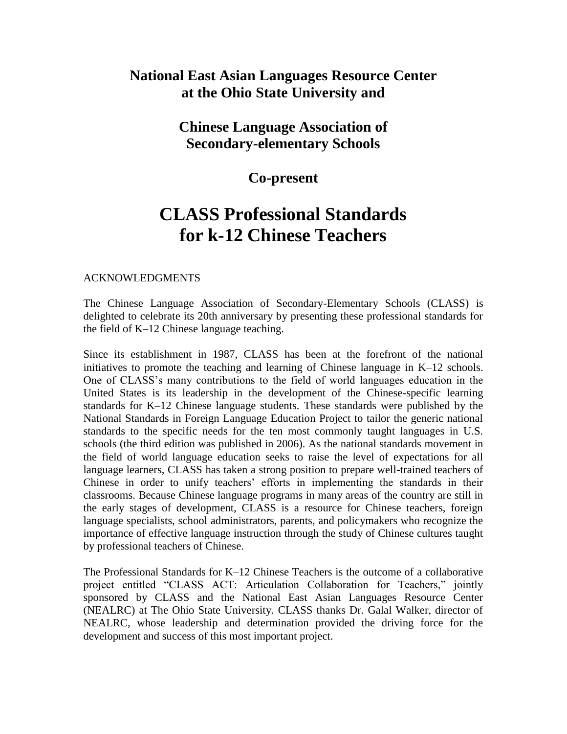**National East Asian Languages Resource Center at the Ohio State University and**

**Chinese Language Association of Secondary-elementary Schools**

**Co-present**

# CLASS Professional Standards for k-12 Chinese Teachers

ACKNOWLEDGMENTS

The Chinese Language Association of Secondary-Elementary Schools (CLASS) is delighted to celebrate its 20th anniversary by presenting these professional standards for the field of K–12 Chinese language teaching.

Since its establishment in 1987, CLASS has been at the forefront of the national initiatives to promote the teaching and learning of Chinese language in K–12 schools. One of CLASS's many contributions to the field of world languages education in the United States is its leadership in the development of the Chinese-specific learning standards for K–12 Chinese language students. These standards were published by the National Standards in Foreign Language Education Project to tailor the generic national standards to the specific needs for the ten most commonly taught languages in U.S. schools (the third edition was published in 2006). As the national standards movement in the field of world language education seeks to raise the level of expectations for all language learners, CLASS has taken a strong position to prepare well-trained teachers of Chinese in order to unify teachers' efforts in implementing the standards in their classrooms. Because Chinese language programs in many areas of the country are still in the early stages of development, CLASS is a resource for Chinese teachers, foreign language specialists, school administrators, parents, and policymakers who recognize the importance of effective language instruction through the study of Chinese cultures taught by professional teachers of Chinese.

The Professional Standards for K–12 Chinese Teachers is the outcome of a collaborative project entitled "CLASS ACT: Articulation Collaboration for Teachers," jointly sponsored by CLASS and the National East Asian Languages Resource Center (NEALRC) at The Ohio State University. CLASS thanks Dr. Galal Walker, director of NEALRC, whose leadership and determination provided the driving force for the development and success of this most important project.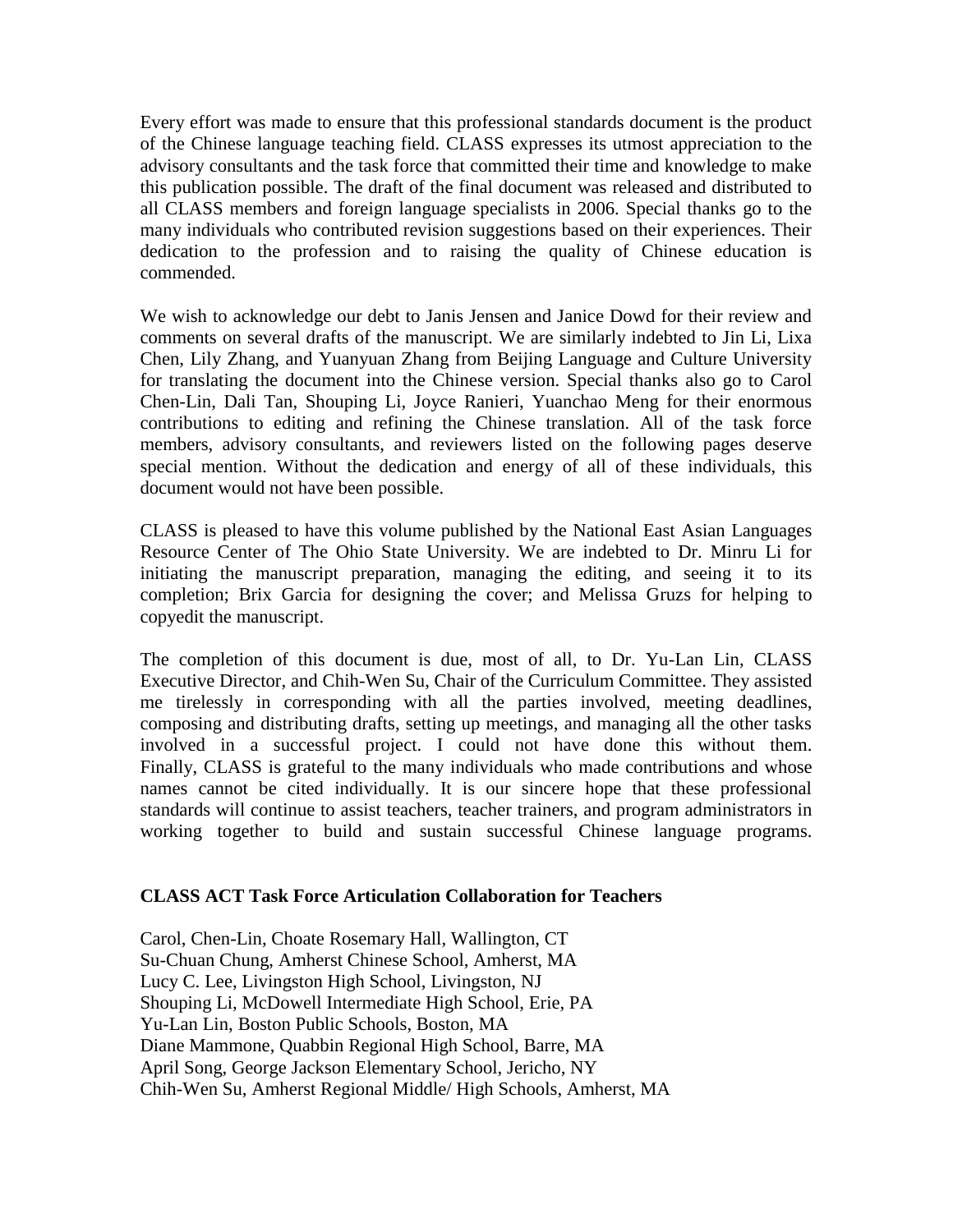Every effort was made to ensure that this professional standards document is the product of the Chinese language teaching field. CLASS expresses its utmost appreciation to the advisory consultants and the task force that committed their time and knowledge to make this publication possible. The draft of the final document was released and distributed to all CLASS members and foreign language specialists in 2006. Special thanks go to the many individuals who contributed revision suggestions based on their experiences. Their dedication to the profession and to raising the quality of Chinese education is commended.

We wish to acknowledge our debt to Janis Jensen and Janice Dowd for their review and comments on several drafts of the manuscript. We are similarly indebted to Jin Li, Lixa Chen, Lily Zhang, and Yuanyuan Zhang from Beijing Language and Culture University for translating the document into the Chinese version. Special thanks also go to Carol Chen-Lin, Dali Tan, Shouping Li, Joyce Ranieri, Yuanchao Meng for their enormous contributions to editing and refining the Chinese translation. All of the task force members, advisory consultants, and reviewers listed on the following pages deserve special mention. Without the dedication and energy of all of these individuals, this document would not have been possible.

CLASS is pleased to have this volume published by the National East Asian Languages Resource Center of The Ohio State University. We are indebted to Dr. Minru Li for initiating the manuscript preparation, managing the editing, and seeing it to its completion; Brix Garcia for designing the cover; and Melissa Gruzs for helping to copyedit the manuscript.

The completion of this document is due, most of all, to Dr. Yu-Lan Lin, CLASS Executive Director, and Chih-Wen Su, Chair of the Curriculum Committee. They assisted me tirelessly in corresponding with all the parties involved, meeting deadlines, composing and distributing drafts, setting up meetings, and managing all the other tasks involved in a successful project. I could not have done this without them. Finally, CLASS is grateful to the many individuals who made contributions and whose names cannot be cited individually. It is our sincere hope that these professional standards will continue to assist teachers, teacher trainers, and program administrators in working together to build and sustain successful Chinese language programs.

**CLASS ACT Task Force Articulation Collaboration for Teachers**

Carol, Chen-Lin, Choate Rosemary Hall, Wallington, CT  
Su-Chuan Chung, Amherst Chinese School, Amherst, MA  
Lucy C. Lee, Livingston High School, Livingston, NJ  
Shouping Li, McDowell Intermediate High School, Erie, PA  
Yu-Lan Lin, Boston Public Schools, Boston, MA  
Diane Mammone, Quabbin Regional High School, Barre, MA  
April Song, George Jackson Elementary School, Jericho, NY  
Chih-Wen Su, Amherst Regional Middle/ High Schools, Amherst, MA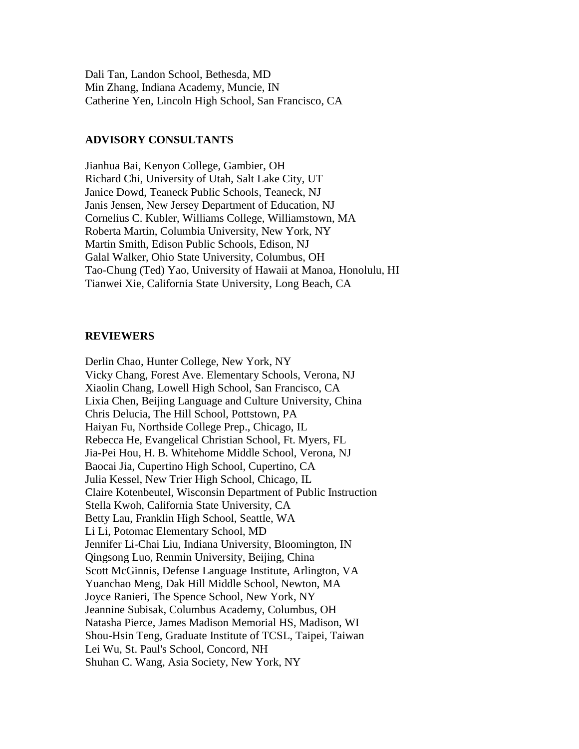Dali Tan, Landon School, Bethesda, MD
Min Zhang, Indiana Academy, Muncie, IN
Catherine Yen, Lincoln High School, San Francisco, CA

## ADVISORY CONSULTANTS

Jianhua Bai, Kenyon College, Gambier, OH
Richard Chi, University of Utah, Salt Lake City, UT
Janice Dowd, Teaneck Public Schools, Teaneck, NJ
Janis Jensen, New Jersey Department of Education, NJ
Cornelius C. Kubler, Williams College, Williamstown, MA
Roberta Martin, Columbia University, New York, NY
Martin Smith, Edison Public Schools, Edison, NJ
Galal Walker, Ohio State University, Columbus, OH
Tao-Chung (Ted) Yao, University of Hawaii at Manoa, Honolulu, HI
Tianwei Xie, California State University, Long Beach, CA

## REVIEWERS

Derlin Chao, Hunter College, New York, NY
Vicky Chang, Forest Ave. Elementary Schools, Verona, NJ
Xiaolin Chang, Lowell High School, San Francisco, CA
Lixia Chen, Beijing Language and Culture University, China
Chris Delucia, The Hill School, Pottstown, PA
Haiyan Fu, Northside College Prep., Chicago, IL
Rebecca He, Evangelical Christian School, Ft. Myers, FL
Jia-Pei Hou, H. B. Whitehome Middle School, Verona, NJ
Baocai Jia, Cupertino High School, Cupertino, CA
Julia Kessel, New Trier High School, Chicago, IL
Claire Kotenbeutel, Wisconsin Department of Public Instruction
Stella Kwoh, California State University, CA
Betty Lau, Franklin High School, Seattle, WA
Li Li, Potomac Elementary School, MD
Jennifer Li-Chai Liu, Indiana University, Bloomington, IN
Qingsong Luo, Renmin University, Beijing, China
Scott McGinnis, Defense Language Institute, Arlington, VA
Yuanchao Meng, Dak Hill Middle School, Newton, MA
Joyce Ranieri, The Spence School, New York, NY
Jeannine Subisak, Columbus Academy, Columbus, OH
Natasha Pierce, James Madison Memorial HS, Madison, WI
Shou-Hsin Teng, Graduate Institute of TCSL, Taipei, Taiwan
Lei Wu, St. Paul's School, Concord, NH
Shuhan C. Wang, Asia Society, New York, NY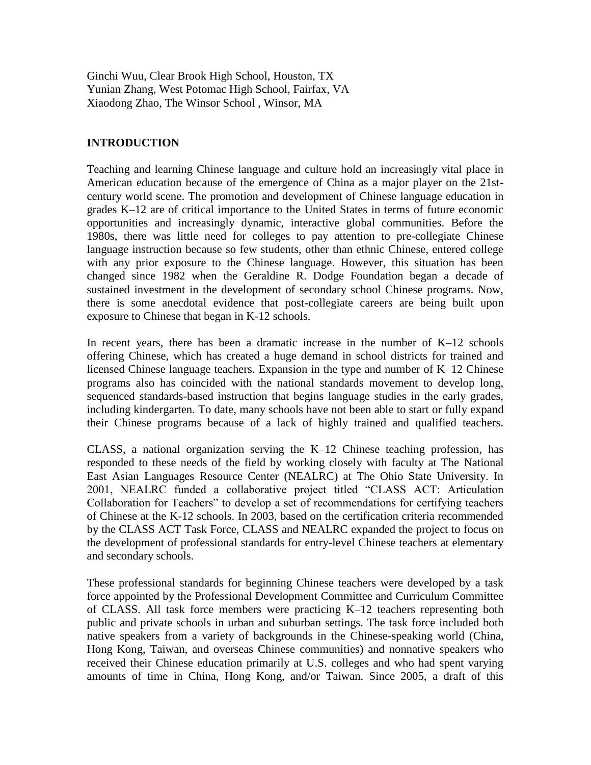Ginchi Wuu, Clear Brook High School, Houston, TX
Yunian Zhang, West Potomac High School, Fairfax, VA
Xiaodong Zhao, The Winsor School , Winsor, MA

## INTRODUCTION

Teaching and learning Chinese language and culture hold an increasingly vital place in American education because of the emergence of China as a major player on the 21st-century world scene. The promotion and development of Chinese language education in grades K–12 are of critical importance to the United States in terms of future economic opportunities and increasingly dynamic, interactive global communities. Before the 1980s, there was little need for colleges to pay attention to pre-collegiate Chinese language instruction because so few students, other than ethnic Chinese, entered college with any prior exposure to the Chinese language. However, this situation has been changed since 1982 when the Geraldine R. Dodge Foundation began a decade of sustained investment in the development of secondary school Chinese programs. Now, there is some anecdotal evidence that post-collegiate careers are being built upon exposure to Chinese that began in K-12 schools.

In recent years, there has been a dramatic increase in the number of K–12 schools offering Chinese, which has created a huge demand in school districts for trained and licensed Chinese language teachers. Expansion in the type and number of K–12 Chinese programs also has coincided with the national standards movement to develop long, sequenced standards-based instruction that begins language studies in the early grades, including kindergarten. To date, many schools have not been able to start or fully expand their Chinese programs because of a lack of highly trained and qualified teachers.

CLASS, a national organization serving the K–12 Chinese teaching profession, has responded to these needs of the field by working closely with faculty at The National East Asian Languages Resource Center (NEALRC) at The Ohio State University. In 2001, NEALRC funded a collaborative project titled "CLASS ACT: Articulation Collaboration for Teachers" to develop a set of recommendations for certifying teachers of Chinese at the K-12 schools. In 2003, based on the certification criteria recommended by the CLASS ACT Task Force, CLASS and NEALRC expanded the project to focus on the development of professional standards for entry-level Chinese teachers at elementary and secondary schools.

These professional standards for beginning Chinese teachers were developed by a task force appointed by the Professional Development Committee and Curriculum Committee of CLASS. All task force members were practicing K–12 teachers representing both public and private schools in urban and suburban settings. The task force included both native speakers from a variety of backgrounds in the Chinese-speaking world (China, Hong Kong, Taiwan, and overseas Chinese communities) and nonnative speakers who received their Chinese education primarily at U.S. colleges and who had spent varying amounts of time in China, Hong Kong, and/or Taiwan. Since 2005, a draft of this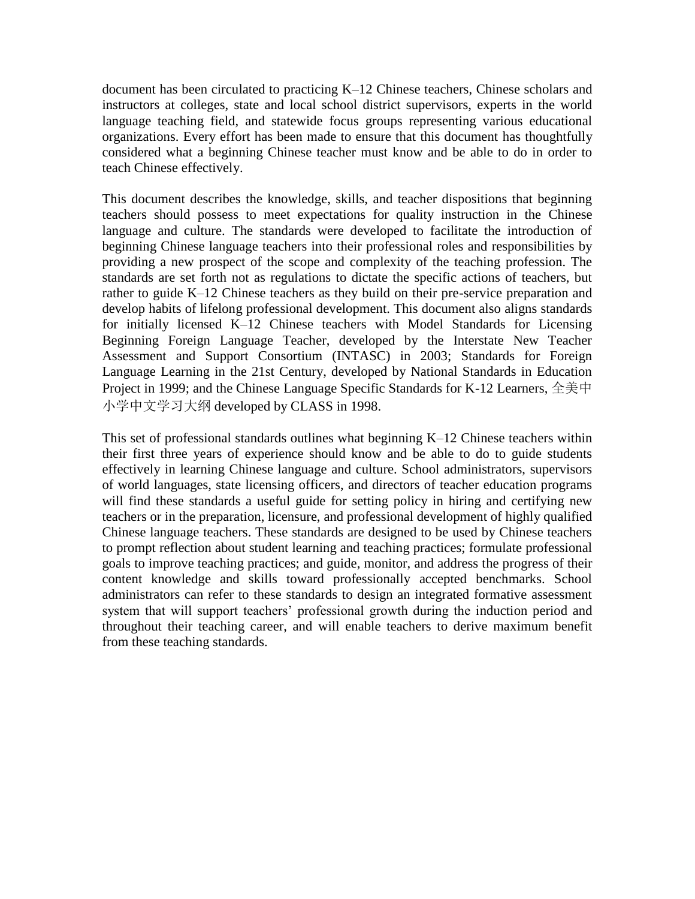document has been circulated to practicing K–12 Chinese teachers, Chinese scholars and instructors at colleges, state and local school district supervisors, experts in the world language teaching field, and statewide focus groups representing various educational organizations. Every effort has been made to ensure that this document has thoughtfully considered what a beginning Chinese teacher must know and be able to do in order to teach Chinese effectively.

This document describes the knowledge, skills, and teacher dispositions that beginning teachers should possess to meet expectations for quality instruction in the Chinese language and culture. The standards were developed to facilitate the introduction of beginning Chinese language teachers into their professional roles and responsibilities by providing a new prospect of the scope and complexity of the teaching profession. The standards are set forth not as regulations to dictate the specific actions of teachers, but rather to guide K–12 Chinese teachers as they build on their pre-service preparation and develop habits of lifelong professional development. This document also aligns standards for initially licensed K–12 Chinese teachers with Model Standards for Licensing Beginning Foreign Language Teacher, developed by the Interstate New Teacher Assessment and Support Consortium (INTASC) in 2003; Standards for Foreign Language Learning in the 21st Century, developed by National Standards in Education Project in 1999; and the Chinese Language Specific Standards for K-12 Learners, 全美中小学中文学习大纲 developed by CLASS in 1998.

This set of professional standards outlines what beginning K–12 Chinese teachers within their first three years of experience should know and be able to do to guide students effectively in learning Chinese language and culture. School administrators, supervisors of world languages, state licensing officers, and directors of teacher education programs will find these standards a useful guide for setting policy in hiring and certifying new teachers or in the preparation, licensure, and professional development of highly qualified Chinese language teachers. These standards are designed to be used by Chinese teachers to prompt reflection about student learning and teaching practices; formulate professional goals to improve teaching practices; and guide, monitor, and address the progress of their content knowledge and skills toward professionally accepted benchmarks. School administrators can refer to these standards to design an integrated formative assessment system that will support teachers' professional growth during the induction period and throughout their teaching career, and will enable teachers to derive maximum benefit from these teaching standards.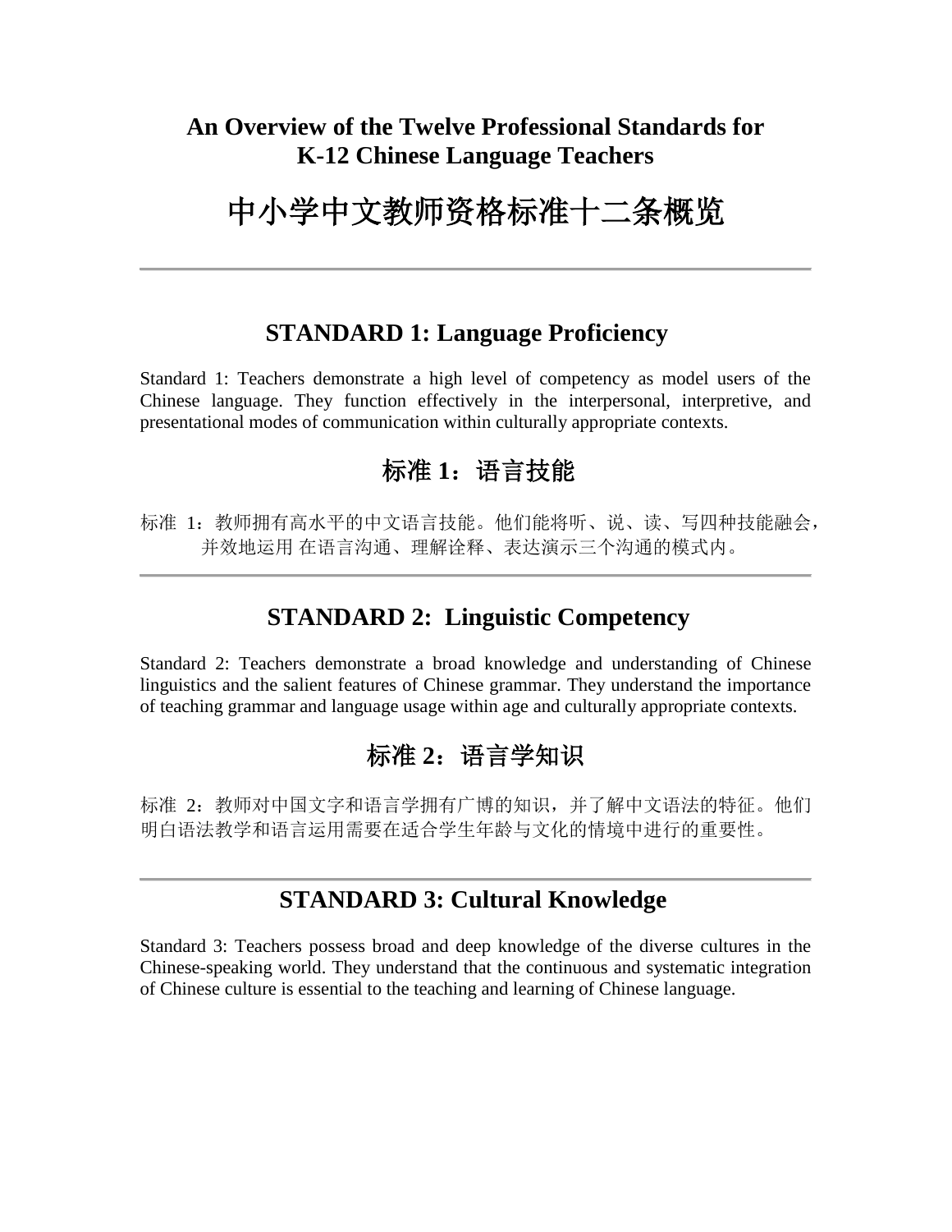# An Overview of the Twelve Professional Standards for K-12 Chinese Language Teachers

# 中小学中文教师资格标准十二条概览

---

## STANDARD 1: Language Proficiency

Standard 1: Teachers demonstrate a high level of competency as model users of the Chinese language. They function effectively in the interpersonal, interpretive, and presentational modes of communication within culturally appropriate contexts.

## 标准 1：语言技能

标准 1：教师拥有高水平的中文语言技能。他们能将听、说、读、写四种技能融会，并效地运用 在语言沟通、理解诠释、表达演示三个沟通的模式内。

---

## STANDARD 2: Linguistic Competency

Standard 2: Teachers demonstrate a broad knowledge and understanding of Chinese linguistics and the salient features of Chinese grammar. They understand the importance of teaching grammar and language usage within age and culturally appropriate contexts.

## 标准 2：语言学知识

标准 2：教师对中国文字和语言学拥有广博的知识，并了解中文语法的特征。他们明白语法教学和语言运用需要在适合学生年龄与文化的情境中进行的重要性。

---

## STANDARD 3: Cultural Knowledge

Standard 3: Teachers possess broad and deep knowledge of the diverse cultures in the Chinese-speaking world. They understand that the continuous and systematic integration of Chinese culture is essential to the teaching and learning of Chinese language.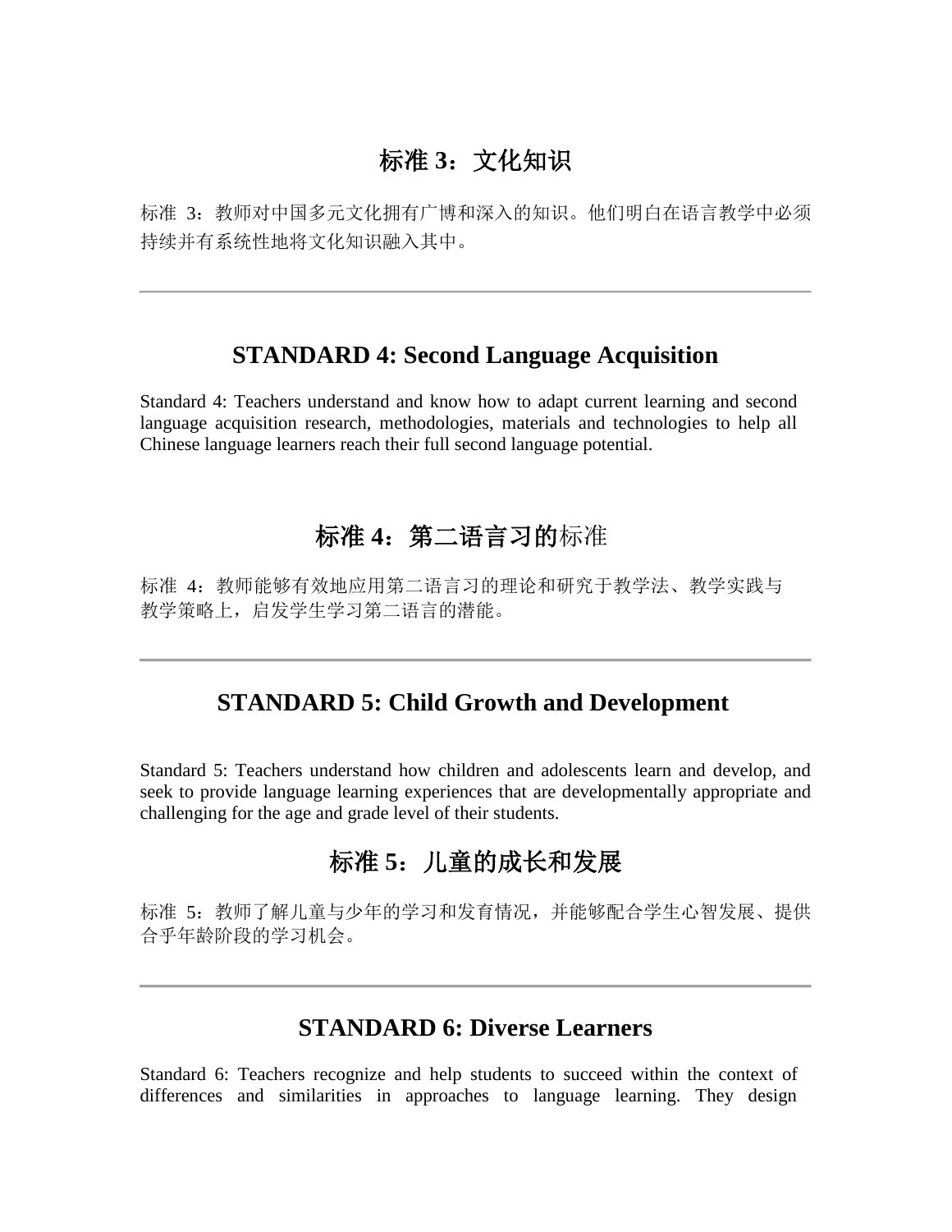## 标准 3：文化知识

标准 3：教师对中国多元文化拥有广博和深入的知识。他们明白在语言教学中必须持续并有系统性地将文化知识融入其中。

---

## STANDARD 4: Second Language Acquisition

Standard 4: Teachers understand and know how to adapt current learning and second language acquisition research, methodologies, materials and technologies to help all Chinese language learners reach their full second language potential.

## 标准 4：第二语言习的标准

标准 4：教师能够有效地应用第二语言习的理论和研究于教学法、教学实践与教学策略上，启发学生学习第二语言的潜能。

---

## STANDARD 5: Child Growth and Development

Standard 5: Teachers understand how children and adolescents learn and develop, and seek to provide language learning experiences that are developmentally appropriate and challenging for the age and grade level of their students.

## 标准 5：儿童的成长和发展

标准 5：教师了解儿童与少年的学习和发育情况，并能够配合学生心智发展、提供合乎年龄阶段的学习机会。

---

## STANDARD 6: Diverse Learners

Standard 6: Teachers recognize and help students to succeed within the context of differences and similarities in approaches to language learning. They design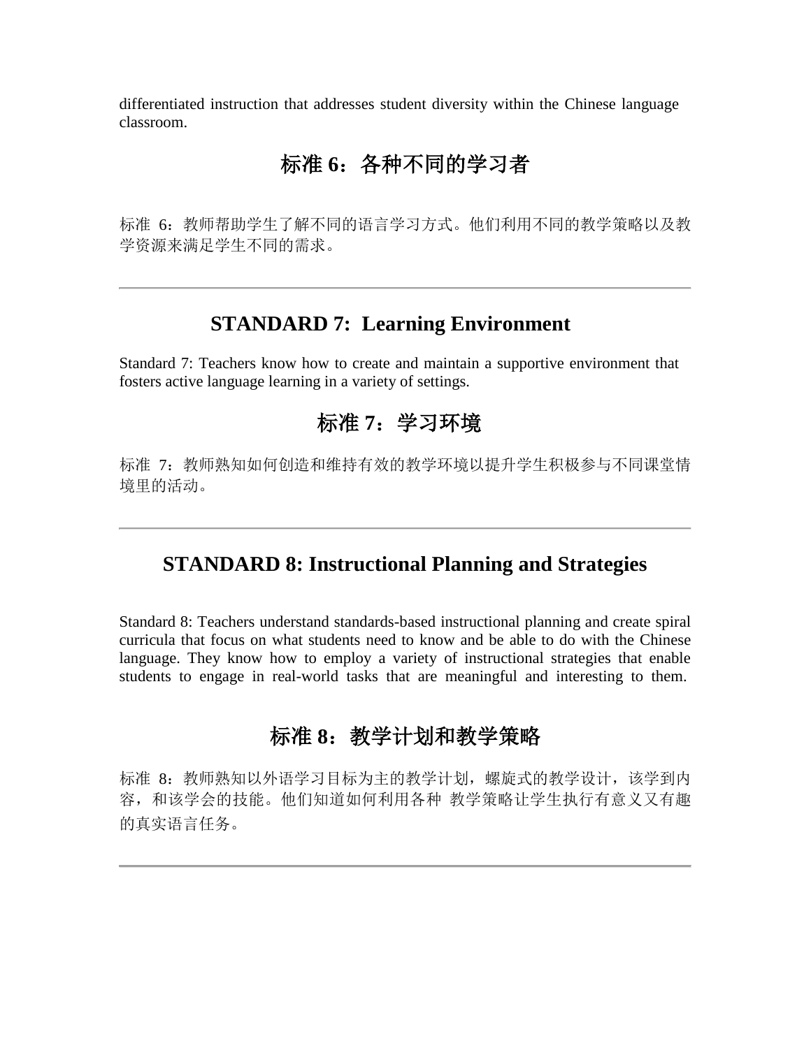differentiated instruction that addresses student diversity within the Chinese language classroom.

## 标准 6：各种不同的学习者

标准 6：教师帮助学生了解不同的语言学习方式。他们利用不同的教学策略以及教学资源来满足学生不同的需求。

---

## STANDARD 7: Learning Environment

Standard 7: Teachers know how to create and maintain a supportive environment that fosters active language learning in a variety of settings.

## 标准 7：学习环境

标准 7：教师熟知如何创造和维持有效的教学环境以提升学生积极参与不同课堂情境里的活动。

---

## STANDARD 8: Instructional Planning and Strategies

Standard 8: Teachers understand standards-based instructional planning and create spiral curricula that focus on what students need to know and be able to do with the Chinese language. They know how to employ a variety of instructional strategies that enable students to engage in real-world tasks that are meaningful and interesting to them.

## 标准 8：教学计划和教学策略

标准 8：教师熟知以外语学习目标为主的教学计划，螺旋式的教学设计，该学到内容，和该学会的技能。他们知道如何利用各种 教学策略让学生执行有意义又有趣的真实语言任务。

---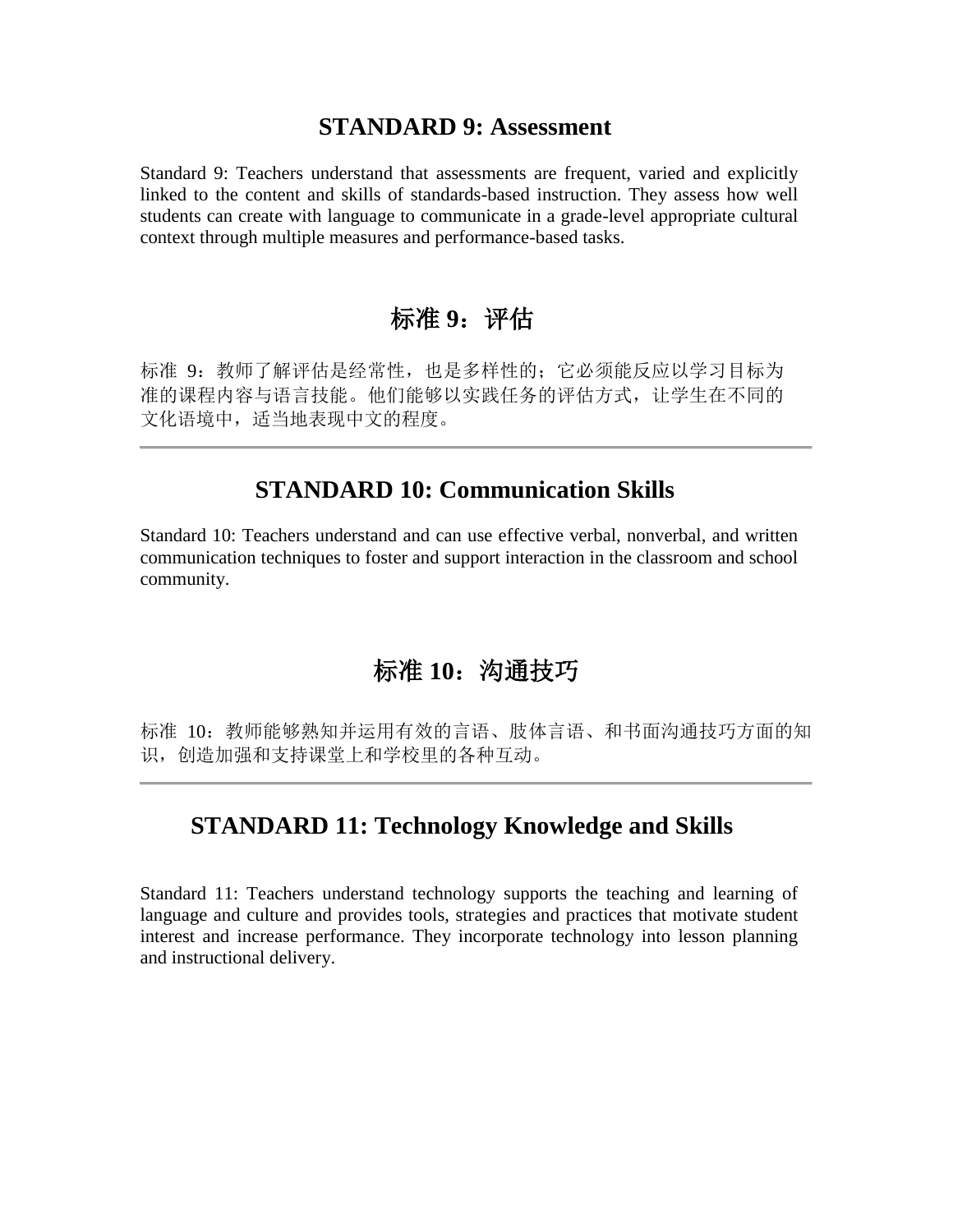## STANDARD 9: Assessment

Standard 9: Teachers understand that assessments are frequent, varied and explicitly linked to the content and skills of standards-based instruction. They assess how well students can create with language to communicate in a grade-level appropriate cultural context through multiple measures and performance-based tasks.

## 标准 9：评估

标准 9：教师了解评估是经常性，也是多样性的；它必须能反应以学习目标为准的课程内容与语言技能。他们能够以实践任务的评估方式，让学生在不同的文化语境中，适当地表现中文的程度。

---

## STANDARD 10: Communication Skills

Standard 10: Teachers understand and can use effective verbal, nonverbal, and written communication techniques to foster and support interaction in the classroom and school community.

## 标准 10：沟通技巧

标准 10：教师能够熟知并运用有效的言语、肢体言语、和书面沟通技巧方面的知识，创造加强和支持课堂上和学校里的各种互动。

---

## STANDARD 11: Technology Knowledge and Skills

Standard 11: Teachers understand technology supports the teaching and learning of language and culture and provides tools, strategies and practices that motivate student interest and increase performance. They incorporate technology into lesson planning and instructional delivery.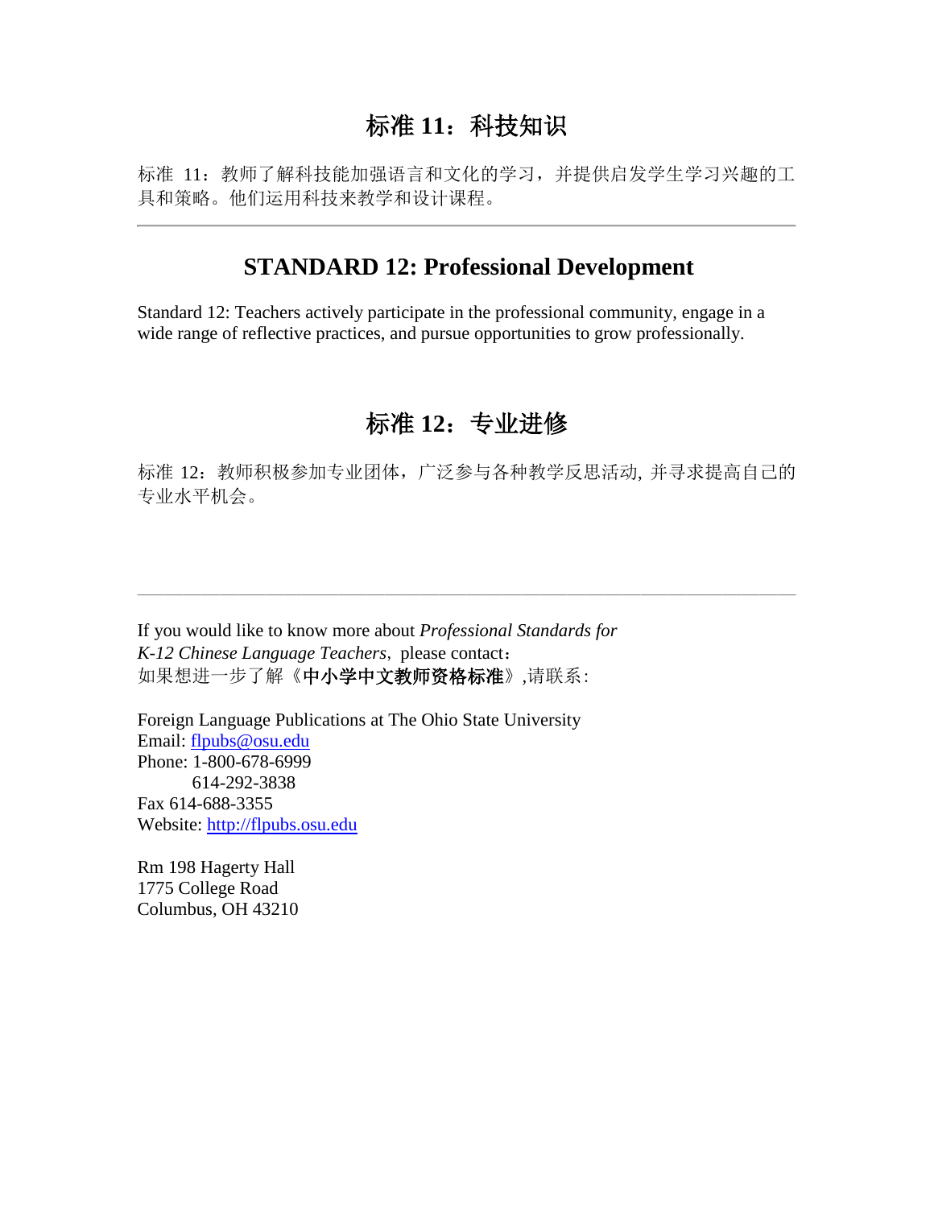## 标准 11：科技知识

标准 11：教师了解科技能加强语言和文化的学习，并提供启发学生学习兴趣的工具和策略。他们运用科技来教学和设计课程。

---

## STANDARD 12: Professional Development

Standard 12: Teachers actively participate in the professional community, engage in a wide range of reflective practices, and pursue opportunities to grow professionally.

## 标准 12：专业进修

标准 12：教师积极参加专业团体，广泛参与各种教学反思活动, 并寻求提高自己的专业水平机会。

---

If you would like to know more about *Professional Standards for K-12 Chinese Language Teachers*, please contact：
如果想进一步了解《**中小学中文教师资格标准**》,请联系:

Foreign Language Publications at The Ohio State University
Email: flpubs@osu.edu
Phone: 1-800-678-6999
614-292-3838
Fax 614-688-3355
Website: http://flpubs.osu.edu

Rm 198 Hagerty Hall
1775 College Road
Columbus, OH 43210